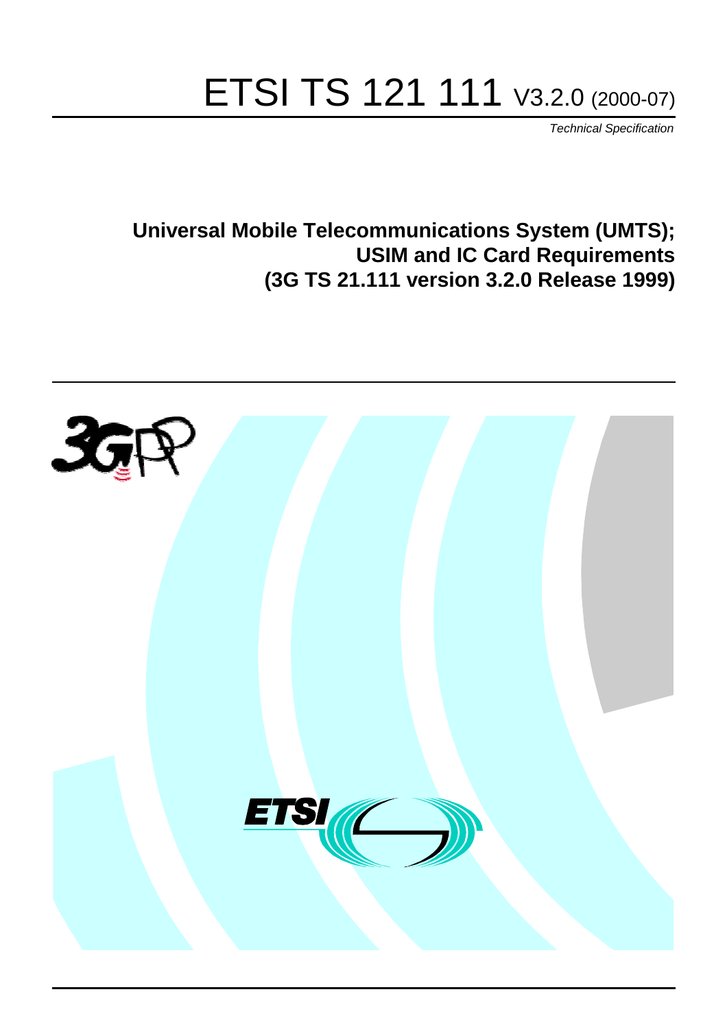# ETSI TS 121 111 V3.2.0 (2000-07)

*Technical Specification*

**Universal Mobile Telecommunications System (UMTS);**
**USIM and IC Card Requirements**
**(3G TS 21.111 version 3.2.0 Release 1999)**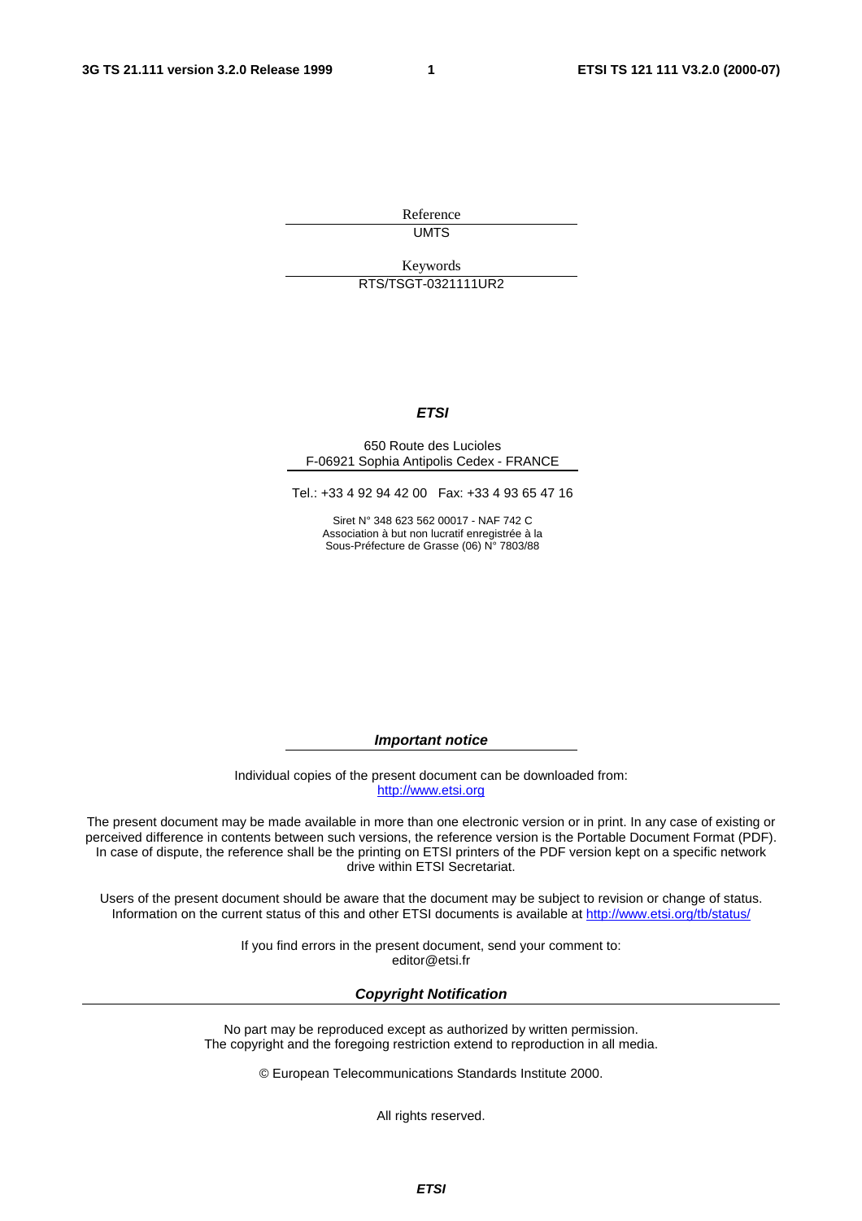Reference

UMTS

Keywords

RTS/TSGT-0321111UR2

***ETSI***

650 Route des Lucioles
F-06921 Sophia Antipolis Cedex - FRANCE

Tel.: +33 4 92 94 42 00 Fax: +33 4 93 65 47 16

Siret N° 348 623 562 00017 - NAF 742 C
Association à but non lucratif enregistrée à la
Sous-Préfecture de Grasse (06) N° 7803/88

***Important notice***

Individual copies of the present document can be downloaded from:
http://www.etsi.org

The present document may be made available in more than one electronic version or in print. In any case of existing or perceived difference in contents between such versions, the reference version is the Portable Document Format (PDF). In case of dispute, the reference shall be the printing on ETSI printers of the PDF version kept on a specific network drive within ETSI Secretariat.

Users of the present document should be aware that the document may be subject to revision or change of status. Information on the current status of this and other ETSI documents is available at http://www.etsi.org/tb/status/

If you find errors in the present document, send your comment to:
editor@etsi.fr

***Copyright Notification***

No part may be reproduced except as authorized by written permission.
The copyright and the foregoing restriction extend to reproduction in all media.

© European Telecommunications Standards Institute 2000.

All rights reserved.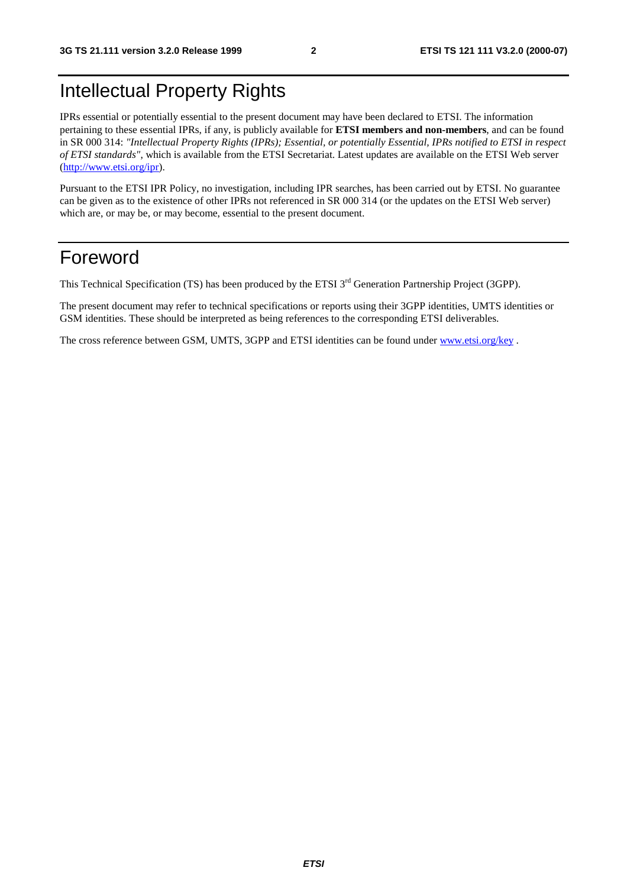# Intellectual Property Rights

IPRs essential or potentially essential to the present document may have been declared to ETSI. The information pertaining to these essential IPRs, if any, is publicly available for **ETSI members and non-members**, and can be found in SR 000 314: *"Intellectual Property Rights (IPRs); Essential, or potentially Essential, IPRs notified to ETSI in respect of ETSI standards"*, which is available from the ETSI Secretariat. Latest updates are available on the ETSI Web server (http://www.etsi.org/ipr).

Pursuant to the ETSI IPR Policy, no investigation, including IPR searches, has been carried out by ETSI. No guarantee can be given as to the existence of other IPRs not referenced in SR 000 314 (or the updates on the ETSI Web server) which are, or may be, or may become, essential to the present document.

# Foreword

This Technical Specification (TS) has been produced by the ETSI 3rd Generation Partnership Project (3GPP).

The present document may refer to technical specifications or reports using their 3GPP identities, UMTS identities or GSM identities. These should be interpreted as being references to the corresponding ETSI deliverables.

The cross reference between GSM, UMTS, 3GPP and ETSI identities can be found under www.etsi.org/key .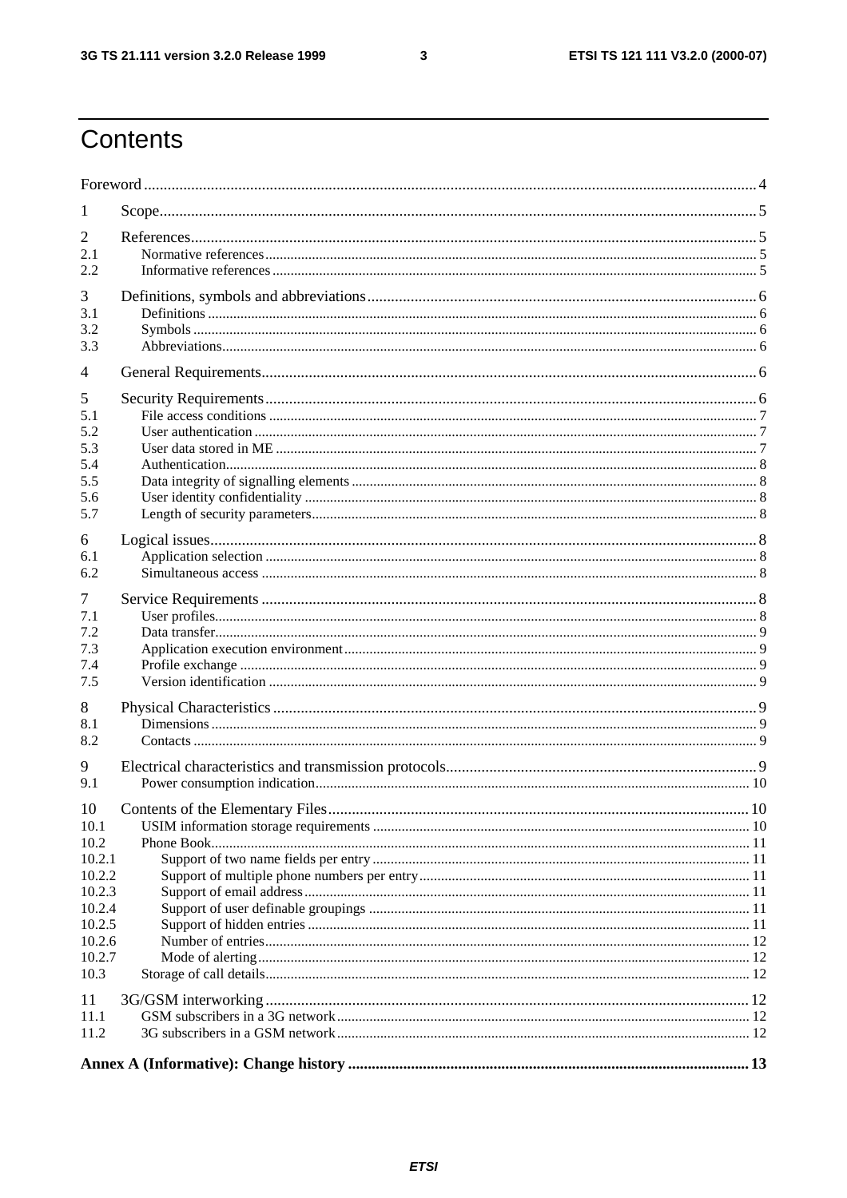# Contents

Foreword ... 4

1 Scope ... 5

2 References ... 5
- 2.1 Normative references ... 5
- 2.2 Informative references ... 5

3 Definitions, symbols and abbreviations ... 6
- 3.1 Definitions ... 6
- 3.2 Symbols ... 6
- 3.3 Abbreviations ... 6

4 General Requirements ... 6

5 Security Requirements ... 6
- 5.1 File access conditions ... 7
- 5.2 User authentication ... 7
- 5.3 User data stored in ME ... 7
- 5.4 Authentication ... 8
- 5.5 Data integrity of signalling elements ... 8
- 5.6 User identity confidentiality ... 8
- 5.7 Length of security parameters ... 8

6 Logical issues ... 8
- 6.1 Application selection ... 8
- 6.2 Simultaneous access ... 8

7 Service Requirements ... 8
- 7.1 User profiles ... 8
- 7.2 Data transfer ... 9
- 7.3 Application execution environment ... 9
- 7.4 Profile exchange ... 9
- 7.5 Version identification ... 9

8 Physical Characteristics ... 9
- 8.1 Dimensions ... 9
- 8.2 Contacts ... 9

9 Electrical characteristics and transmission protocols ... 9
- 9.1 Power consumption indication ... 10

10 Contents of the Elementary Files ... 10
- 10.1 USIM information storage requirements ... 10
- 10.2 Phone Book ... 11
  - 10.2.1 Support of two name fields per entry ... 11
  - 10.2.2 Support of multiple phone numbers per entry ... 11
  - 10.2.3 Support of email address ... 11
  - 10.2.4 Support of user definable groupings ... 11
  - 10.2.5 Support of hidden entries ... 11
  - 10.2.6 Number of entries ... 12
  - 10.2.7 Mode of alerting ... 12
- 10.3 Storage of call details ... 12

11 3G/GSM interworking ... 12
- 11.1 GSM subscribers in a 3G network ... 12
- 11.2 3G subscribers in a GSM network ... 12

**Annex A (Informative): Change history ... 13**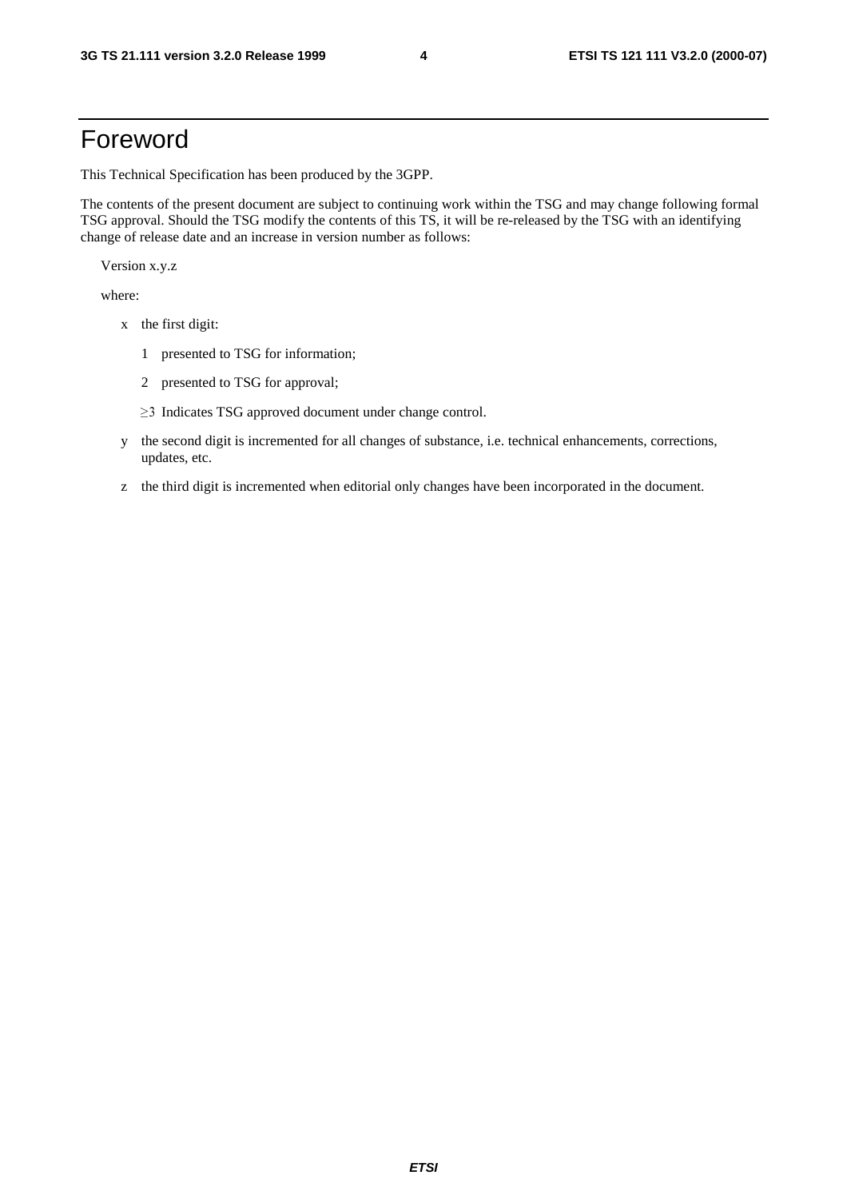# Foreword

This Technical Specification has been produced by the 3GPP.

The contents of the present document are subject to continuing work within the TSG and may change following formal TSG approval. Should the TSG modify the contents of this TS, it will be re-released by the TSG with an identifying change of release date and an increase in version number as follows:

Version x.y.z

where:

- x the first digit:
  - 1 presented to TSG for information;
  - 2 presented to TSG for approval;
  - ≥3 Indicates TSG approved document under change control.
- y the second digit is incremented for all changes of substance, i.e. technical enhancements, corrections, updates, etc.
- z the third digit is incremented when editorial only changes have been incorporated in the document.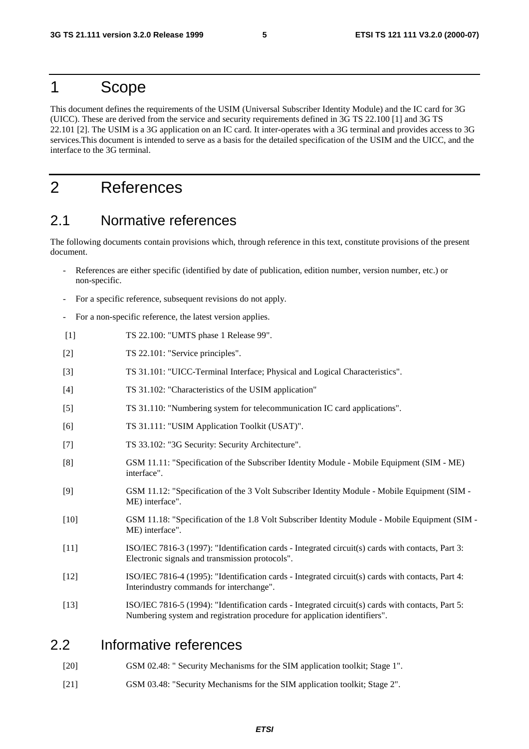# 1 Scope

This document defines the requirements of the USIM (Universal Subscriber Identity Module) and the IC card for 3G (UICC). These are derived from the service and security requirements defined in 3G TS 22.100 [1] and 3G TS 22.101 [2]. The USIM is a 3G application on an IC card. It inter-operates with a 3G terminal and provides access to 3G services.This document is intended to serve as a basis for the detailed specification of the USIM and the UICC, and the interface to the 3G terminal.

# 2 References

## 2.1 Normative references

The following documents contain provisions which, through reference in this text, constitute provisions of the present document.

- References are either specific (identified by date of publication, edition number, version number, etc.) or non-specific.
- For a specific reference, subsequent revisions do not apply.
- For a non-specific reference, the latest version applies.

[1] TS 22.100: "UMTS phase 1 Release 99".

[2] TS 22.101: "Service principles".

[3] TS 31.101: "UICC-Terminal Interface; Physical and Logical Characteristics".

[4] TS 31.102: "Characteristics of the USIM application"

[5] TS 31.110: "Numbering system for telecommunication IC card applications".

[6] TS 31.111: "USIM Application Toolkit (USAT)".

[7] TS 33.102: "3G Security: Security Architecture".

[8] GSM 11.11: "Specification of the Subscriber Identity Module - Mobile Equipment (SIM - ME) interface".

[9] GSM 11.12: "Specification of the 3 Volt Subscriber Identity Module - Mobile Equipment (SIM - ME) interface".

[10] GSM 11.18: "Specification of the 1.8 Volt Subscriber Identity Module - Mobile Equipment (SIM - ME) interface".

[11] ISO/IEC 7816-3 (1997): "Identification cards - Integrated circuit(s) cards with contacts, Part 3: Electronic signals and transmission protocols".

[12] ISO/IEC 7816-4 (1995): "Identification cards - Integrated circuit(s) cards with contacts, Part 4: Interindustry commands for interchange".

[13] ISO/IEC 7816-5 (1994): "Identification cards - Integrated circuit(s) cards with contacts, Part 5: Numbering system and registration procedure for application identifiers".

## 2.2 Informative references

[20] GSM 02.48: " Security Mechanisms for the SIM application toolkit; Stage 1".

[21] GSM 03.48: "Security Mechanisms for the SIM application toolkit; Stage 2".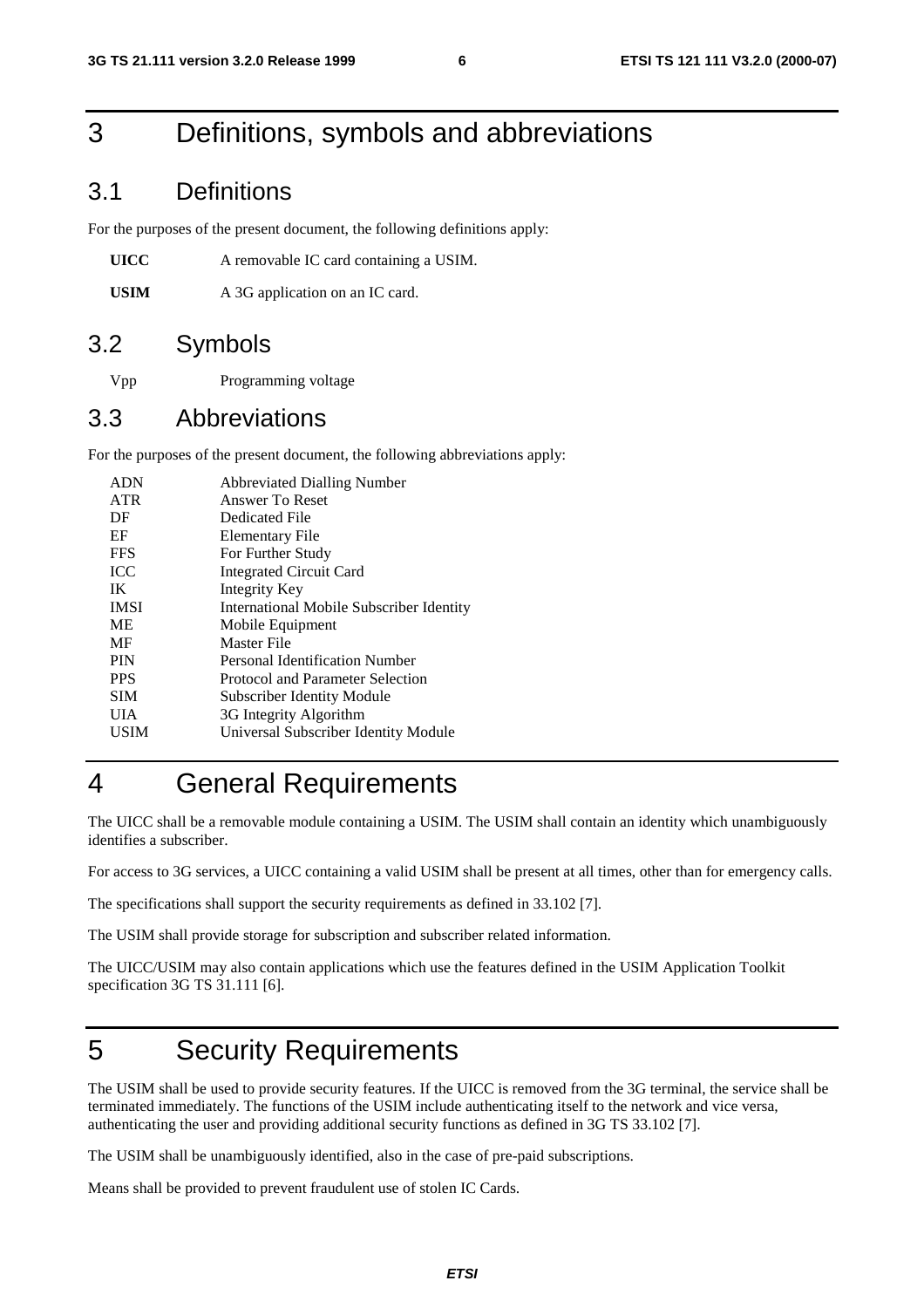# 3 Definitions, symbols and abbreviations

## 3.1 Definitions

For the purposes of the present document, the following definitions apply:

**UICC** A removable IC card containing a USIM.

**USIM** A 3G application on an IC card.

## 3.2 Symbols

Vpp Programming voltage

## 3.3 Abbreviations

For the purposes of the present document, the following abbreviations apply:

| | |
|---|---|
| ADN | Abbreviated Dialling Number |
| ATR | Answer To Reset |
| DF | Dedicated File |
| EF | Elementary File |
| FFS | For Further Study |
| ICC | Integrated Circuit Card |
| IK | Integrity Key |
| IMSI | International Mobile Subscriber Identity |
| ME | Mobile Equipment |
| MF | Master File |
| PIN | Personal Identification Number |
| PPS | Protocol and Parameter Selection |
| SIM | Subscriber Identity Module |
| UIA | 3G Integrity Algorithm |
| USIM | Universal Subscriber Identity Module |

# 4 General Requirements

The UICC shall be a removable module containing a USIM. The USIM shall contain an identity which unambiguously identifies a subscriber.

For access to 3G services, a UICC containing a valid USIM shall be present at all times, other than for emergency calls.

The specifications shall support the security requirements as defined in 33.102 [7].

The USIM shall provide storage for subscription and subscriber related information.

The UICC/USIM may also contain applications which use the features defined in the USIM Application Toolkit specification 3G TS 31.111 [6].

# 5 Security Requirements

The USIM shall be used to provide security features. If the UICC is removed from the 3G terminal, the service shall be terminated immediately. The functions of the USIM include authenticating itself to the network and vice versa, authenticating the user and providing additional security functions as defined in 3G TS 33.102 [7].

The USIM shall be unambiguously identified, also in the case of pre-paid subscriptions.

Means shall be provided to prevent fraudulent use of stolen IC Cards.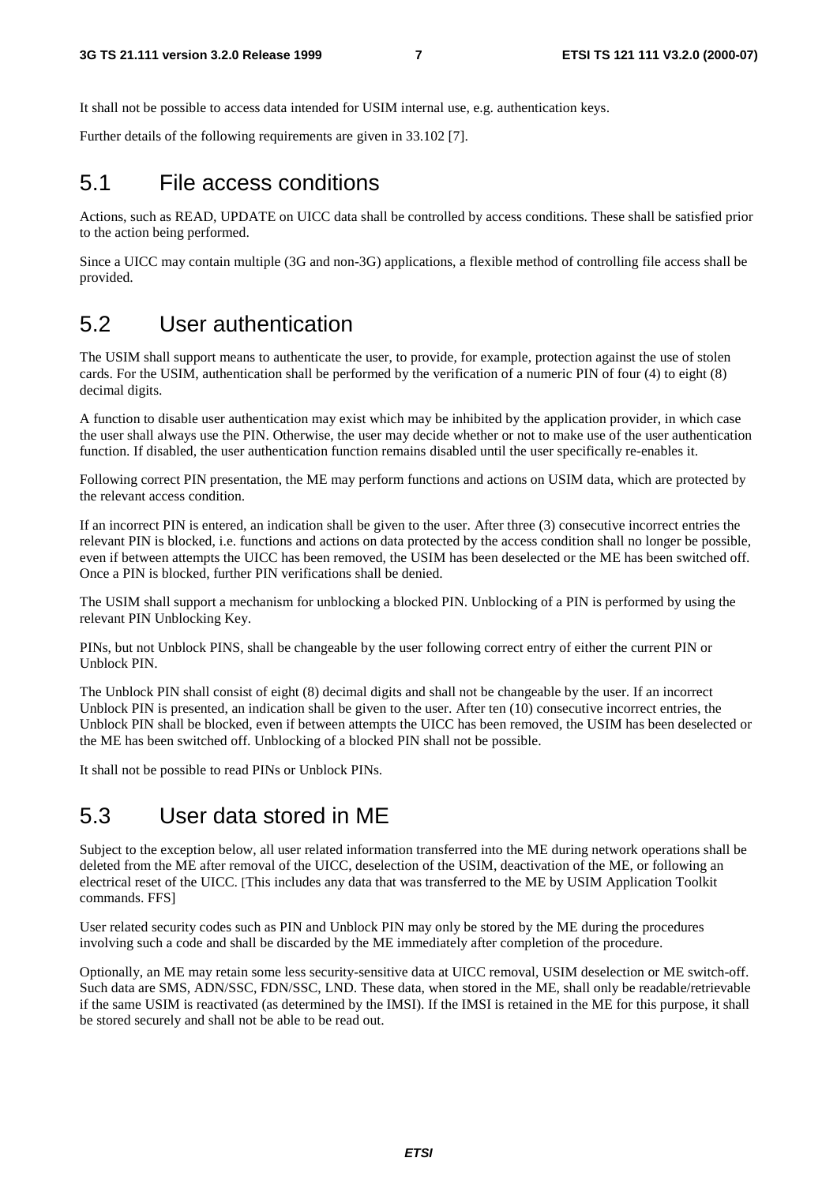It shall not be possible to access data intended for USIM internal use, e.g. authentication keys.

Further details of the following requirements are given in 33.102 [7].

## 5.1 File access conditions

Actions, such as READ, UPDATE on UICC data shall be controlled by access conditions. These shall be satisfied prior to the action being performed.

Since a UICC may contain multiple (3G and non-3G) applications, a flexible method of controlling file access shall be provided.

## 5.2 User authentication

The USIM shall support means to authenticate the user, to provide, for example, protection against the use of stolen cards. For the USIM, authentication shall be performed by the verification of a numeric PIN of four (4) to eight (8) decimal digits.

A function to disable user authentication may exist which may be inhibited by the application provider, in which case the user shall always use the PIN. Otherwise, the user may decide whether or not to make use of the user authentication function. If disabled, the user authentication function remains disabled until the user specifically re-enables it.

Following correct PIN presentation, the ME may perform functions and actions on USIM data, which are protected by the relevant access condition.

If an incorrect PIN is entered, an indication shall be given to the user. After three (3) consecutive incorrect entries the relevant PIN is blocked, i.e. functions and actions on data protected by the access condition shall no longer be possible, even if between attempts the UICC has been removed, the USIM has been deselected or the ME has been switched off. Once a PIN is blocked, further PIN verifications shall be denied.

The USIM shall support a mechanism for unblocking a blocked PIN. Unblocking of a PIN is performed by using the relevant PIN Unblocking Key.

PINs, but not Unblock PINS, shall be changeable by the user following correct entry of either the current PIN or Unblock PIN.

The Unblock PIN shall consist of eight (8) decimal digits and shall not be changeable by the user. If an incorrect Unblock PIN is presented, an indication shall be given to the user. After ten (10) consecutive incorrect entries, the Unblock PIN shall be blocked, even if between attempts the UICC has been removed, the USIM has been deselected or the ME has been switched off. Unblocking of a blocked PIN shall not be possible.

It shall not be possible to read PINs or Unblock PINs.

## 5.3 User data stored in ME

Subject to the exception below, all user related information transferred into the ME during network operations shall be deleted from the ME after removal of the UICC, deselection of the USIM, deactivation of the ME, or following an electrical reset of the UICC. [This includes any data that was transferred to the ME by USIM Application Toolkit commands. FFS]

User related security codes such as PIN and Unblock PIN may only be stored by the ME during the procedures involving such a code and shall be discarded by the ME immediately after completion of the procedure.

Optionally, an ME may retain some less security-sensitive data at UICC removal, USIM deselection or ME switch-off. Such data are SMS, ADN/SSC, FDN/SSC, LND. These data, when stored in the ME, shall only be readable/retrievable if the same USIM is reactivated (as determined by the IMSI). If the IMSI is retained in the ME for this purpose, it shall be stored securely and shall not be able to be read out.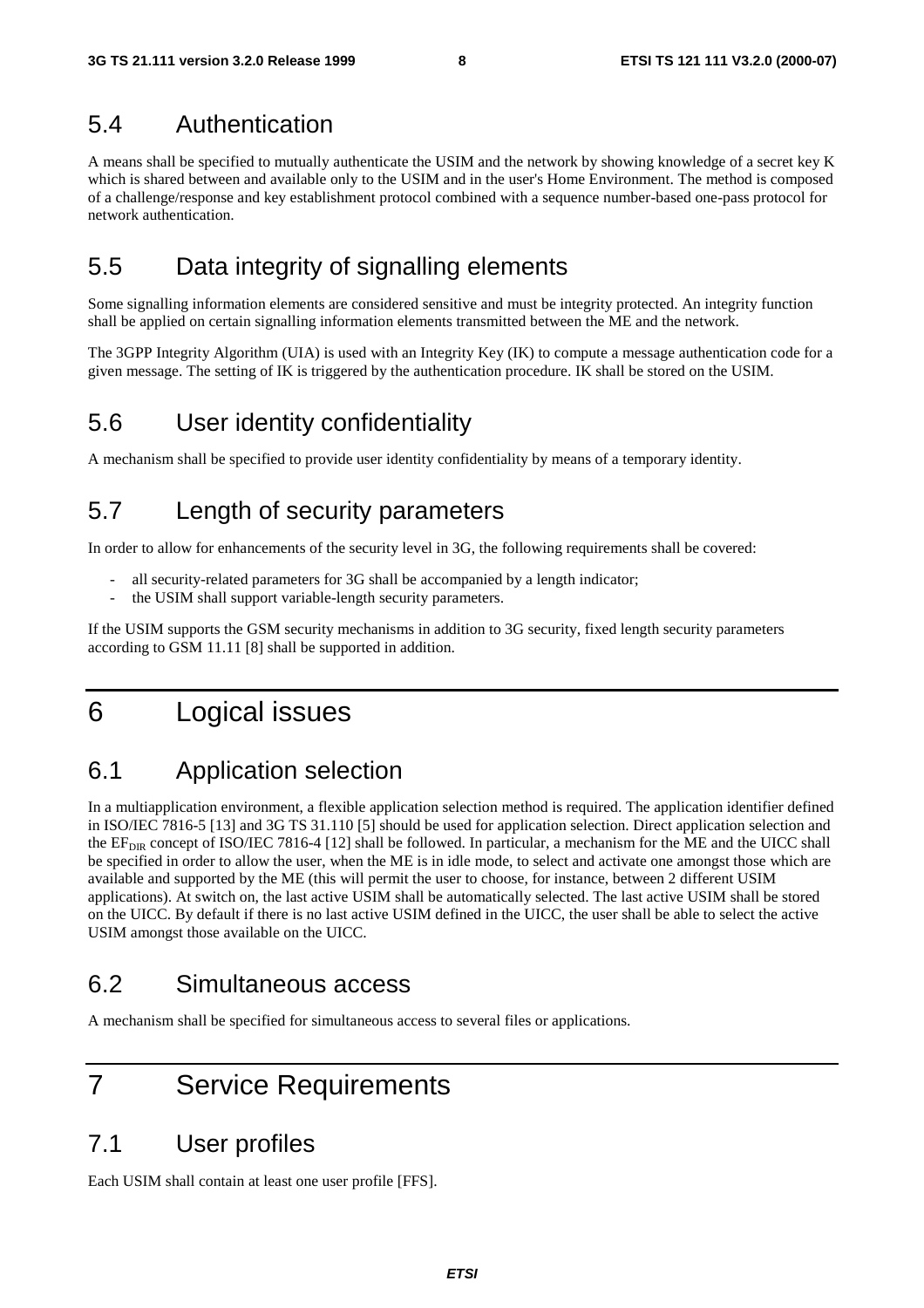## 5.4 Authentication

A means shall be specified to mutually authenticate the USIM and the network by showing knowledge of a secret key K which is shared between and available only to the USIM and in the user's Home Environment. The method is composed of a challenge/response and key establishment protocol combined with a sequence number-based one-pass protocol for network authentication.

## 5.5 Data integrity of signalling elements

Some signalling information elements are considered sensitive and must be integrity protected. An integrity function shall be applied on certain signalling information elements transmitted between the ME and the network.

The 3GPP Integrity Algorithm (UIA) is used with an Integrity Key (IK) to compute a message authentication code for a given message. The setting of IK is triggered by the authentication procedure. IK shall be stored on the USIM.

## 5.6 User identity confidentiality

A mechanism shall be specified to provide user identity confidentiality by means of a temporary identity.

## 5.7 Length of security parameters

In order to allow for enhancements of the security level in 3G, the following requirements shall be covered:

- all security-related parameters for 3G shall be accompanied by a length indicator;
- the USIM shall support variable-length security parameters.

If the USIM supports the GSM security mechanisms in addition to 3G security, fixed length security parameters according to GSM 11.11 [8] shall be supported in addition.

# 6 Logical issues

## 6.1 Application selection

In a multiapplication environment, a flexible application selection method is required. The application identifier defined in ISO/IEC 7816-5 [13] and 3G TS 31.110 [5] should be used for application selection. Direct application selection and the $EF_{DIR}$ concept of ISO/IEC 7816-4 [12] shall be followed. In particular, a mechanism for the ME and the UICC shall be specified in order to allow the user, when the ME is in idle mode, to select and activate one amongst those which are available and supported by the ME (this will permit the user to choose, for instance, between 2 different USIM applications). At switch on, the last active USIM shall be automatically selected. The last active USIM shall be stored on the UICC. By default if there is no last active USIM defined in the UICC, the user shall be able to select the active USIM amongst those available on the UICC.

## 6.2 Simultaneous access

A mechanism shall be specified for simultaneous access to several files or applications.

# 7 Service Requirements

## 7.1 User profiles

Each USIM shall contain at least one user profile [FFS].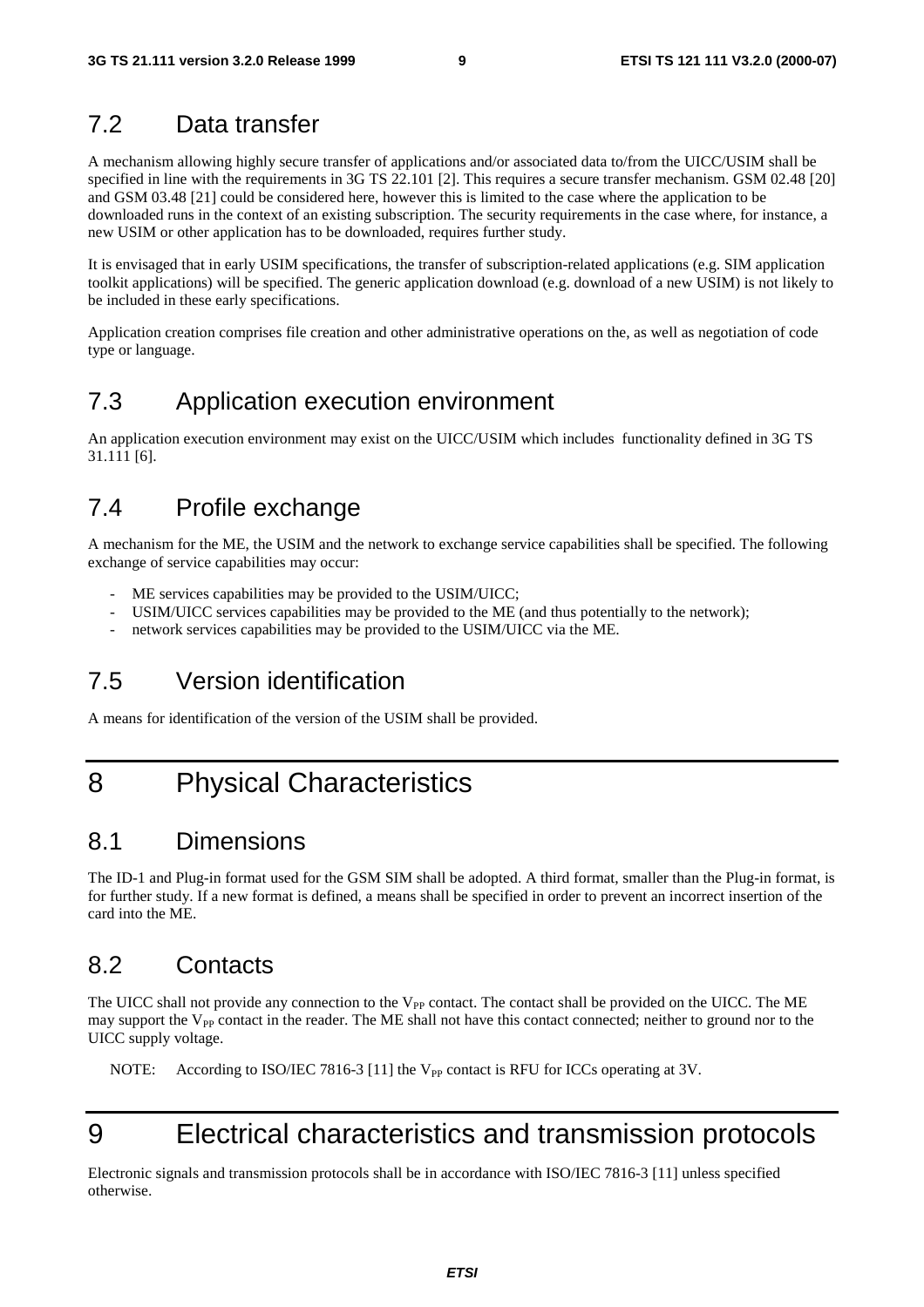## 7.2 Data transfer

A mechanism allowing highly secure transfer of applications and/or associated data to/from the UICC/USIM shall be specified in line with the requirements in 3G TS 22.101 [2]. This requires a secure transfer mechanism. GSM 02.48 [20] and GSM 03.48 [21] could be considered here, however this is limited to the case where the application to be downloaded runs in the context of an existing subscription. The security requirements in the case where, for instance, a new USIM or other application has to be downloaded, requires further study.

It is envisaged that in early USIM specifications, the transfer of subscription-related applications (e.g. SIM application toolkit applications) will be specified. The generic application download (e.g. download of a new USIM) is not likely to be included in these early specifications.

Application creation comprises file creation and other administrative operations on the, as well as negotiation of code type or language.

## 7.3 Application execution environment

An application execution environment may exist on the UICC/USIM which includes functionality defined in 3G TS 31.111 [6].

## 7.4 Profile exchange

A mechanism for the ME, the USIM and the network to exchange service capabilities shall be specified. The following exchange of service capabilities may occur:

- ME services capabilities may be provided to the USIM/UICC;
- USIM/UICC services capabilities may be provided to the ME (and thus potentially to the network);
- network services capabilities may be provided to the USIM/UICC via the ME.

## 7.5 Version identification

A means for identification of the version of the USIM shall be provided.

# 8 Physical Characteristics

## 8.1 Dimensions

The ID-1 and Plug-in format used for the GSM SIM shall be adopted. A third format, smaller than the Plug-in format, is for further study. If a new format is defined, a means shall be specified in order to prevent an incorrect insertion of the card into the ME.

## 8.2 Contacts

The UICC shall not provide any connection to the $V_{PP}$ contact. The contact shall be provided on the UICC. The ME may support the $V_{PP}$ contact in the reader. The ME shall not have this contact connected; neither to ground nor to the UICC supply voltage.

NOTE: According to ISO/IEC 7816-3 [11] the $V_{PP}$ contact is RFU for ICCs operating at 3V.

# 9 Electrical characteristics and transmission protocols

Electronic signals and transmission protocols shall be in accordance with ISO/IEC 7816-3 [11] unless specified otherwise.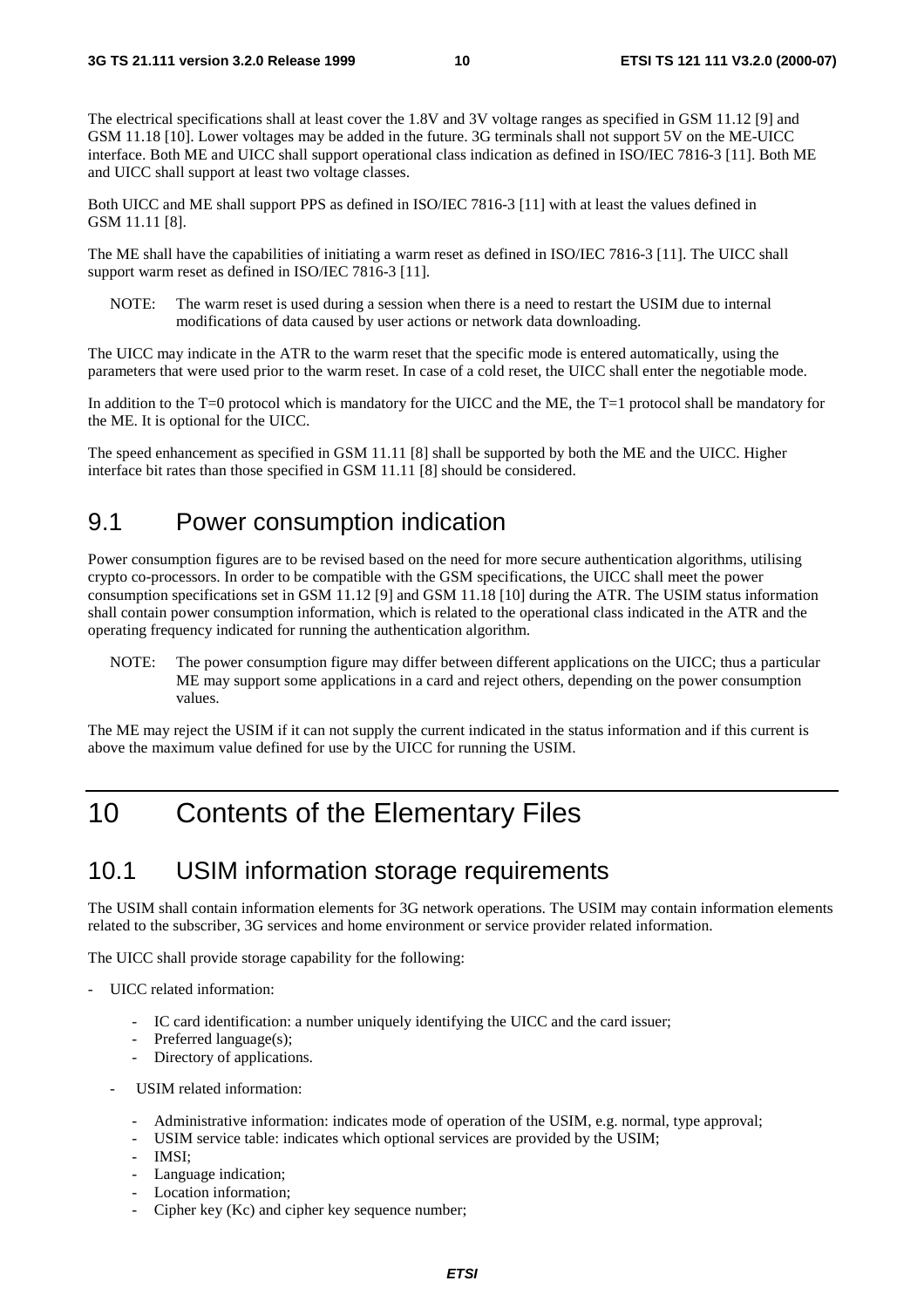The electrical specifications shall at least cover the 1.8V and 3V voltage ranges as specified in GSM 11.12 [9] and GSM 11.18 [10]. Lower voltages may be added in the future. 3G terminals shall not support 5V on the ME-UICC interface. Both ME and UICC shall support operational class indication as defined in ISO/IEC 7816-3 [11]. Both ME and UICC shall support at least two voltage classes.

Both UICC and ME shall support PPS as defined in ISO/IEC 7816-3 [11] with at least the values defined in GSM 11.11 [8].

The ME shall have the capabilities of initiating a warm reset as defined in ISO/IEC 7816-3 [11]. The UICC shall support warm reset as defined in ISO/IEC 7816-3 [11].

NOTE: The warm reset is used during a session when there is a need to restart the USIM due to internal modifications of data caused by user actions or network data downloading.

The UICC may indicate in the ATR to the warm reset that the specific mode is entered automatically, using the parameters that were used prior to the warm reset. In case of a cold reset, the UICC shall enter the negotiable mode.

In addition to the T=0 protocol which is mandatory for the UICC and the ME, the T=1 protocol shall be mandatory for the ME. It is optional for the UICC.

The speed enhancement as specified in GSM 11.11 [8] shall be supported by both the ME and the UICC. Higher interface bit rates than those specified in GSM 11.11 [8] should be considered.

## 9.1 Power consumption indication

Power consumption figures are to be revised based on the need for more secure authentication algorithms, utilising crypto co-processors. In order to be compatible with the GSM specifications, the UICC shall meet the power consumption specifications set in GSM 11.12 [9] and GSM 11.18 [10] during the ATR. The USIM status information shall contain power consumption information, which is related to the operational class indicated in the ATR and the operating frequency indicated for running the authentication algorithm.

NOTE: The power consumption figure may differ between different applications on the UICC; thus a particular ME may support some applications in a card and reject others, depending on the power consumption values.

The ME may reject the USIM if it can not supply the current indicated in the status information and if this current is above the maximum value defined for use by the UICC for running the USIM.

# 10 Contents of the Elementary Files

## 10.1 USIM information storage requirements

The USIM shall contain information elements for 3G network operations. The USIM may contain information elements related to the subscriber, 3G services and home environment or service provider related information.

The UICC shall provide storage capability for the following:

- UICC related information:
  - IC card identification: a number uniquely identifying the UICC and the card issuer;
  - Preferred language(s);
  - Directory of applications.
- USIM related information:
  - Administrative information: indicates mode of operation of the USIM, e.g. normal, type approval;
  - USIM service table: indicates which optional services are provided by the USIM;
  - IMSI;
  - Language indication;
  - Location information;
  - Cipher key (Kc) and cipher key sequence number;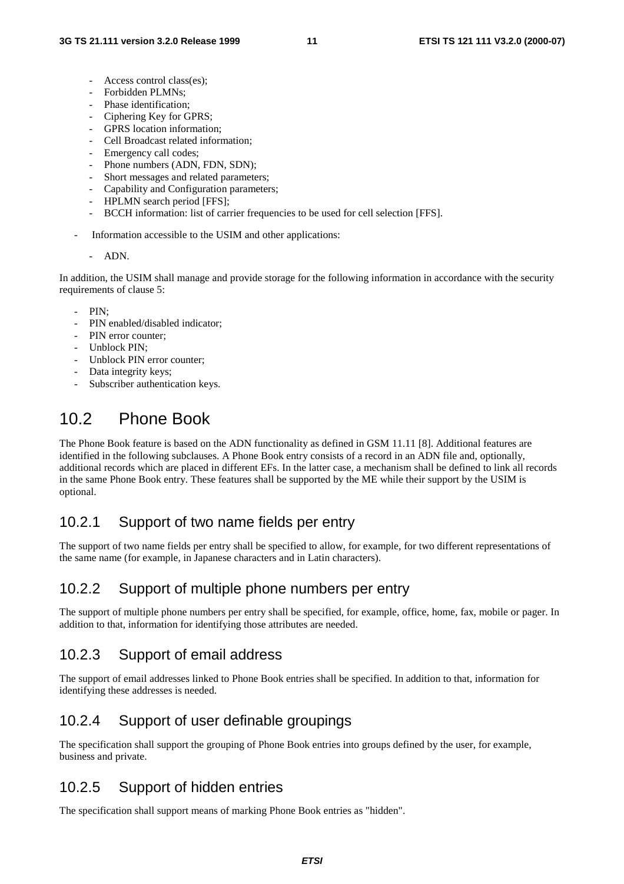- Access control class(es);
- Forbidden PLMNs;
- Phase identification;
- Ciphering Key for GPRS;
- GPRS location information;
- Cell Broadcast related information;
- Emergency call codes;
- Phone numbers (ADN, FDN, SDN);
- Short messages and related parameters;
- Capability and Configuration parameters;
- HPLMN search period [FFS];
- BCCH information: list of carrier frequencies to be used for cell selection [FFS].

- Information accessible to the USIM and other applications:

  - ADN.

In addition, the USIM shall manage and provide storage for the following information in accordance with the security requirements of clause 5:

- PIN;
- PIN enabled/disabled indicator;
- PIN error counter;
- Unblock PIN;
- Unblock PIN error counter;
- Data integrity keys;
- Subscriber authentication keys.

## 10.2 Phone Book

The Phone Book feature is based on the ADN functionality as defined in GSM 11.11 [8]. Additional features are identified in the following subclauses. A Phone Book entry consists of a record in an ADN file and, optionally, additional records which are placed in different EFs. In the latter case, a mechanism shall be defined to link all records in the same Phone Book entry. These features shall be supported by the ME while their support by the USIM is optional.

### 10.2.1 Support of two name fields per entry

The support of two name fields per entry shall be specified to allow, for example, for two different representations of the same name (for example, in Japanese characters and in Latin characters).

### 10.2.2 Support of multiple phone numbers per entry

The support of multiple phone numbers per entry shall be specified, for example, office, home, fax, mobile or pager. In addition to that, information for identifying those attributes are needed.

### 10.2.3 Support of email address

The support of email addresses linked to Phone Book entries shall be specified. In addition to that, information for identifying these addresses is needed.

### 10.2.4 Support of user definable groupings

The specification shall support the grouping of Phone Book entries into groups defined by the user, for example, business and private.

### 10.2.5 Support of hidden entries

The specification shall support means of marking Phone Book entries as "hidden".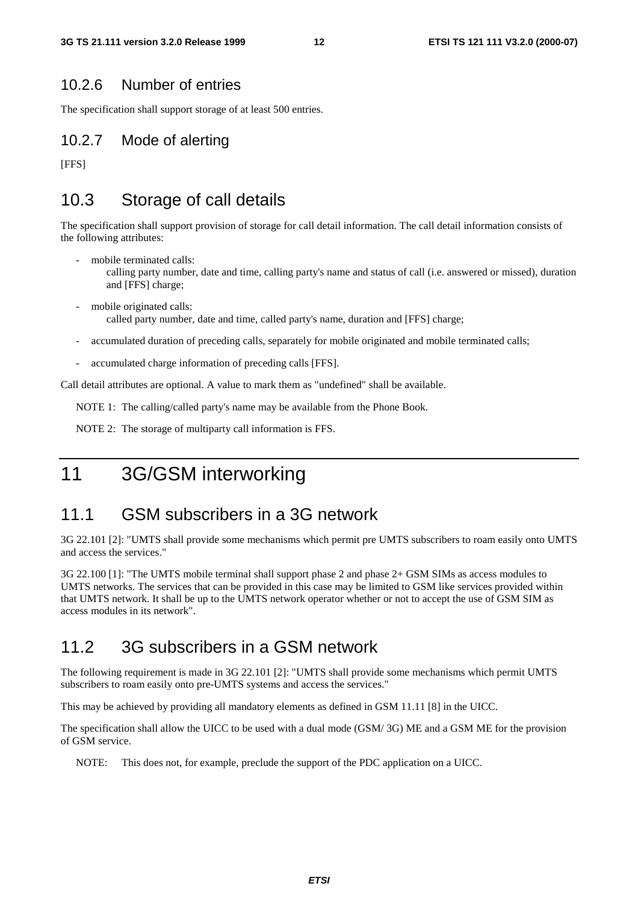### 10.2.6 Number of entries

The specification shall support storage of at least 500 entries.

### 10.2.7 Mode of alerting

[FFS]

## 10.3 Storage of call details

The specification shall support provision of storage for call detail information. The call detail information consists of the following attributes:

- mobile terminated calls:
  calling party number, date and time, calling party's name and status of call (i.e. answered or missed), duration and [FFS] charge;
- mobile originated calls:
  called party number, date and time, called party's name, duration and [FFS] charge;
- accumulated duration of preceding calls, separately for mobile originated and mobile terminated calls;
- accumulated charge information of preceding calls [FFS].

Call detail attributes are optional. A value to mark them as "undefined" shall be available.

NOTE 1: The calling/called party's name may be available from the Phone Book.

NOTE 2: The storage of multiparty call information is FFS.

# 11 3G/GSM interworking

## 11.1 GSM subscribers in a 3G network

3G 22.101 [2]: "UMTS shall provide some mechanisms which permit pre UMTS subscribers to roam easily onto UMTS and access the services."

3G 22.100 [1]: "The UMTS mobile terminal shall support phase 2 and phase 2+ GSM SIMs as access modules to UMTS networks. The services that can be provided in this case may be limited to GSM like services provided within that UMTS network. It shall be up to the UMTS network operator whether or not to accept the use of GSM SIM as access modules in its network".

## 11.2 3G subscribers in a GSM network

The following requirement is made in 3G 22.101 [2]: "UMTS shall provide some mechanisms which permit UMTS subscribers to roam easily onto pre-UMTS systems and access the services."

This may be achieved by providing all mandatory elements as defined in GSM 11.11 [8] in the UICC.

The specification shall allow the UICC to be used with a dual mode (GSM/ 3G) ME and a GSM ME for the provision of GSM service.

NOTE: This does not, for example, preclude the support of the PDC application on a UICC.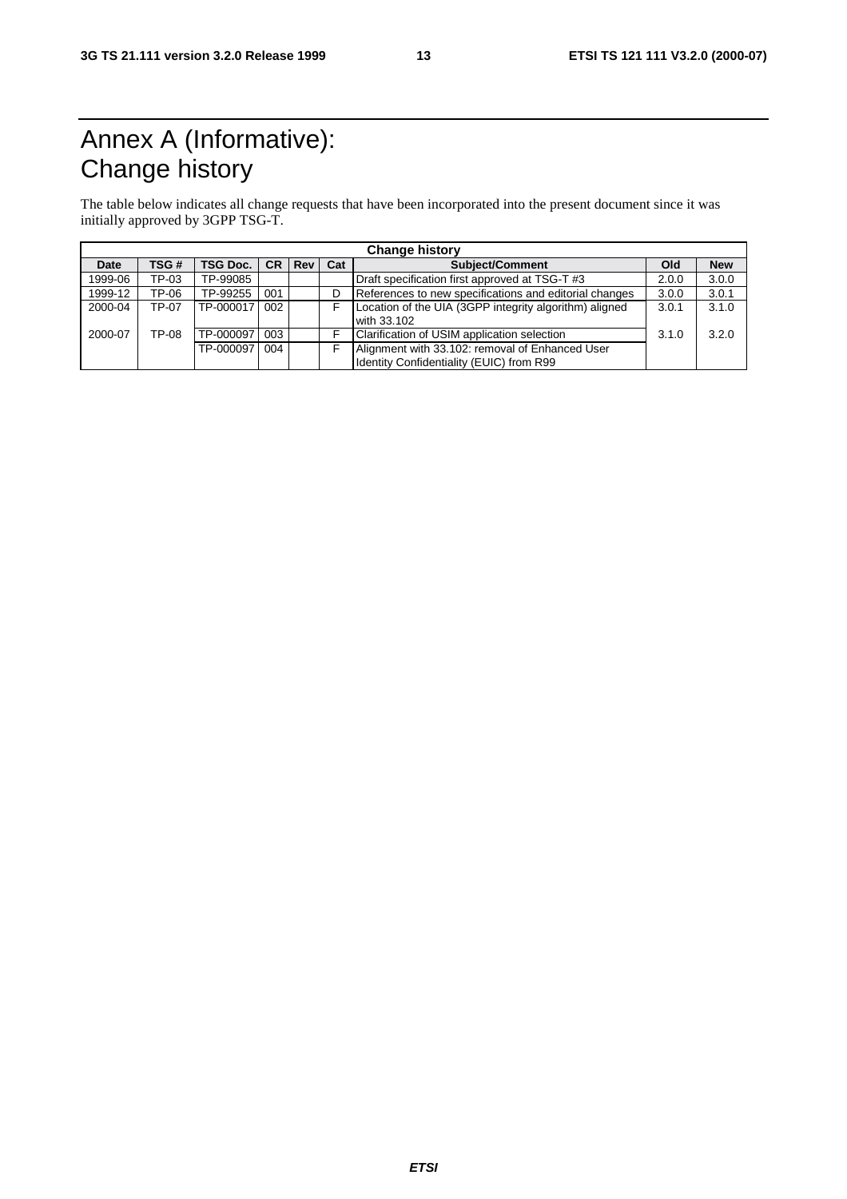# Annex A (Informative): Change history

The table below indicates all change requests that have been incorporated into the present document since it was initially approved by 3GPP TSG-T.

| Change history | | | | | | | | |
|---|---|---|---|---|---|---|---|---|
| **Date** | **TSG #** | **TSG Doc.** | **CR** | **Rev** | **Cat** | **Subject/Comment** | **Old** | **New** |
| 1999-06 | TP-03 | TP-99085 | | | | Draft specification first approved at TSG-T #3 | 2.0.0 | 3.0.0 |
| 1999-12 | TP-06 | TP-99255 | 001 | | D | References to new specifications and editorial changes | 3.0.0 | 3.0.1 |
| 2000-04 | TP-07 | TP-000017 | 002 | | F | Location of the UIA (3GPP integrity algorithm) aligned with 33.102 | 3.0.1 | 3.1.0 |
| 2000-07 | TP-08 | TP-000097 | 003 | | F | Clarification of USIM application selection | 3.1.0 | 3.2.0 |
| | | TP-000097 | 004 | | F | Alignment with 33.102: removal of Enhanced User Identity Confidentiality (EUIC) from R99 | | |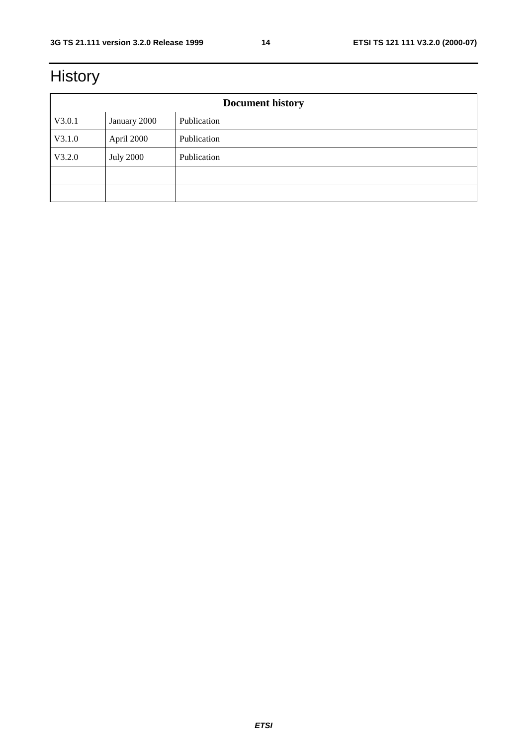# History

| Document history | | |
|---|---|---|
| V3.0.1 | January 2000 | Publication |
| V3.1.0 | April 2000 | Publication |
| V3.2.0 | July 2000 | Publication |
| | | |
| | | |